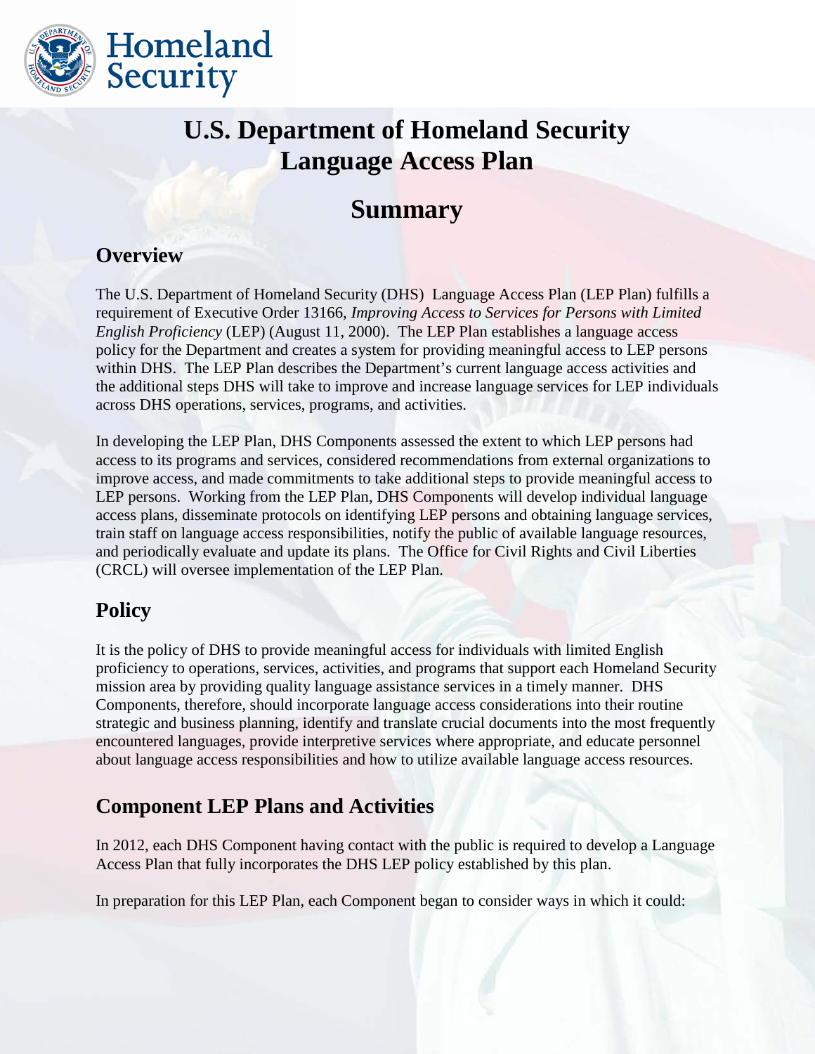# U.S. Department of Homeland Security Language Access Plan

# Summary

## Overview

The U.S. Department of Homeland Security (DHS) Language Access Plan (LEP Plan) fulfills a requirement of Executive Order 13166, *Improving Access to Services for Persons with Limited English Proficiency* (LEP) (August 11, 2000). The LEP Plan establishes a language access policy for the Department and creates a system for providing meaningful access to LEP persons within DHS. The LEP Plan describes the Department's current language access activities and the additional steps DHS will take to improve and increase language services for LEP individuals across DHS operations, services, programs, and activities.

In developing the LEP Plan, DHS Components assessed the extent to which LEP persons had access to its programs and services, considered recommendations from external organizations to improve access, and made commitments to take additional steps to provide meaningful access to LEP persons. Working from the LEP Plan, DHS Components will develop individual language access plans, disseminate protocols on identifying LEP persons and obtaining language services, train staff on language access responsibilities, notify the public of available language resources, and periodically evaluate and update its plans. The Office for Civil Rights and Civil Liberties (CRCL) will oversee implementation of the LEP Plan.

## Policy

It is the policy of DHS to provide meaningful access for individuals with limited English proficiency to operations, services, activities, and programs that support each Homeland Security mission area by providing quality language assistance services in a timely manner. DHS Components, therefore, should incorporate language access considerations into their routine strategic and business planning, identify and translate crucial documents into the most frequently encountered languages, provide interpretive services where appropriate, and educate personnel about language access responsibilities and how to utilize available language access resources.

## Component LEP Plans and Activities

In 2012, each DHS Component having contact with the public is required to develop a Language Access Plan that fully incorporates the DHS LEP policy established by this plan.

In preparation for this LEP Plan, each Component began to consider ways in which it could: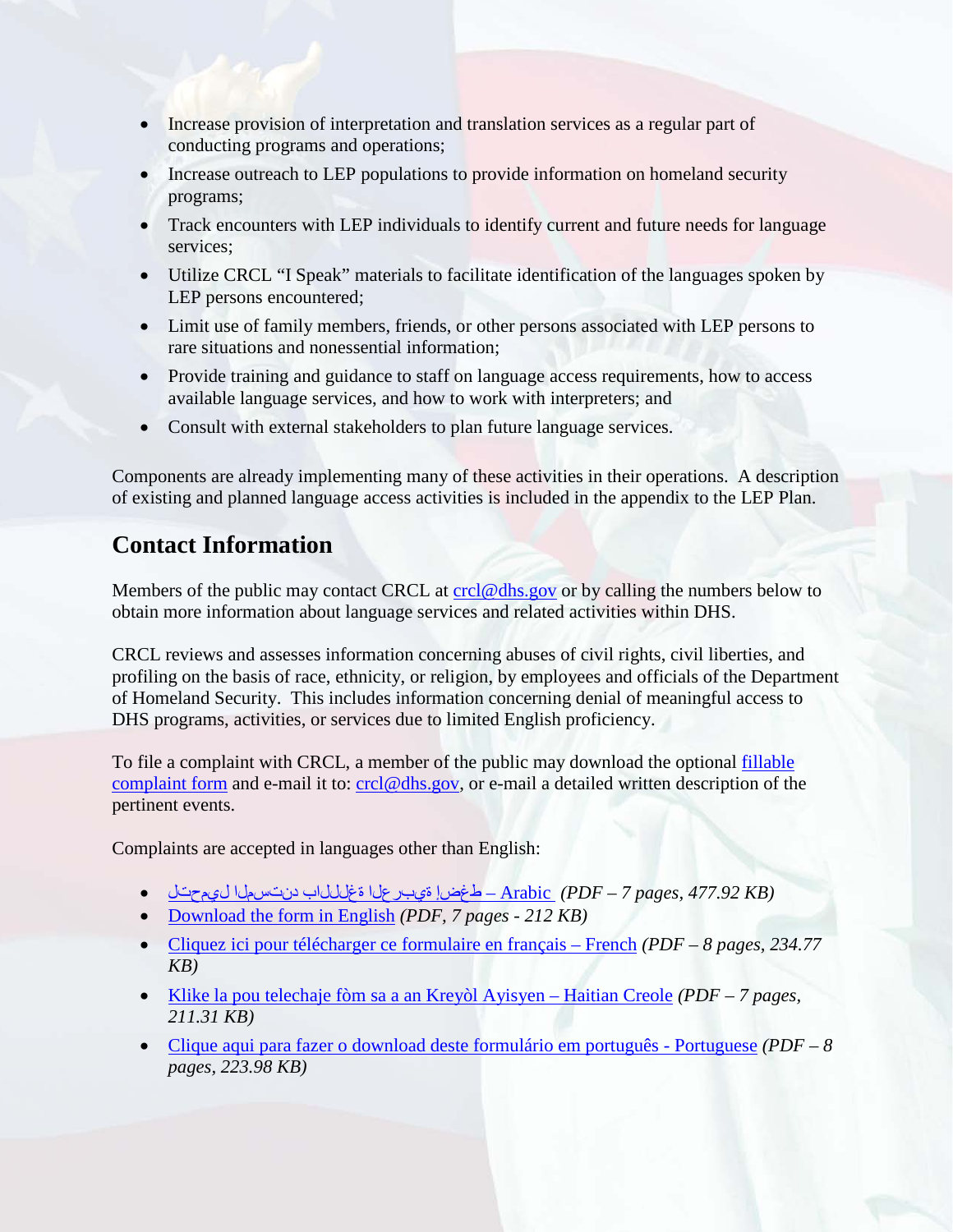- Increase provision of interpretation and translation services as a regular part of conducting programs and operations;
- Increase outreach to LEP populations to provide information on homeland security programs;
- Track encounters with LEP individuals to identify current and future needs for language services;
- Utilize CRCL "I Speak" materials to facilitate identification of the languages spoken by LEP persons encountered;
- Limit use of family members, friends, or other persons associated with LEP persons to rare situations and nonessential information;
- Provide training and guidance to staff on language access requirements, how to access available language services, and how to work with interpreters; and
- Consult with external stakeholders to plan future language services.

Components are already implementing many of these activities in their operations. A description of existing and planned language access activities is included in the appendix to the LEP Plan.

## Contact Information

Members of the public may contact CRCL at crcl@dhs.gov or by calling the numbers below to obtain more information about language services and related activities within DHS.

CRCL reviews and assesses information concerning abuses of civil rights, civil liberties, and profiling on the basis of race, ethnicity, or religion, by employees and officials of the Department of Homeland Security. This includes information concerning denial of meaningful access to DHS programs, activities, or services due to limited English proficiency.

To file a complaint with CRCL, a member of the public may download the optional fillable complaint form and e-mail it to: crcl@dhs.gov, or e-mail a detailed written description of the pertinent events.

Complaints are accepted in languages other than English:

- اضغط لتحميل المستند باللغة العربية – Arabic *(PDF – 7 pages, 477.92 KB)*
- Download the form in English *(PDF, 7 pages - 212 KB)*
- Cliquez ici pour télécharger ce formulaire en français – French *(PDF – 8 pages, 234.77 KB)*
- Klike la pou telechaje fòm sa a an Kreyòl Ayisyen – Haitian Creole *(PDF – 7 pages, 211.31 KB)*
- Clique aqui para fazer o download deste formulário em português - Portuguese *(PDF – 8 pages, 223.98 KB)*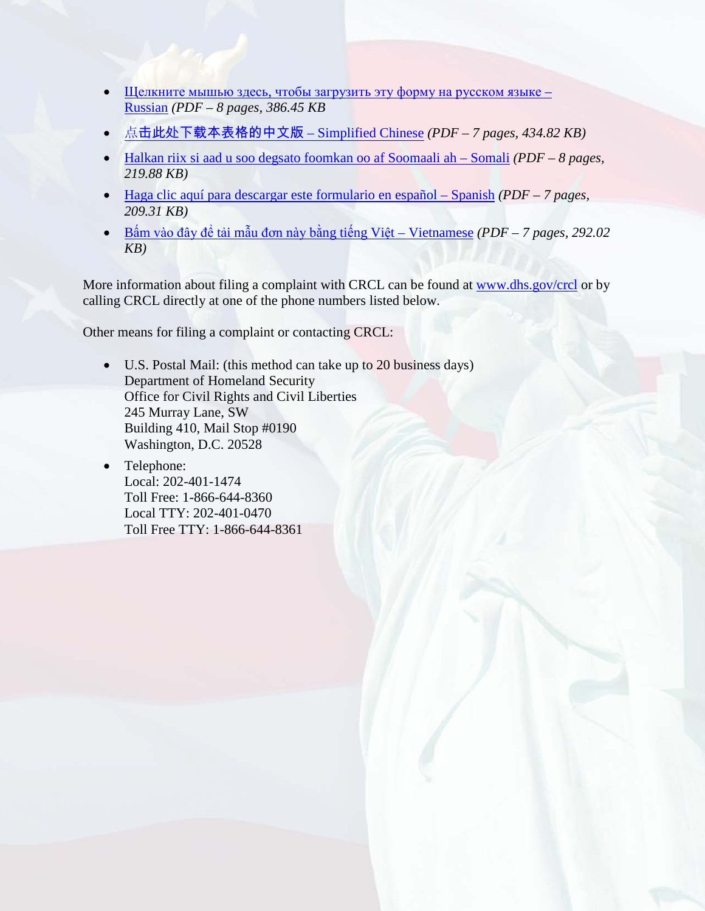- [Щелкните мышью здесь, чтобы загрузить эту форму на русском языке – Russian]() *(PDF – 8 pages, 386.45 KB*
- [点击此处下载本表格的中文版 – Simplified Chinese]() *(PDF – 7 pages, 434.82 KB)*
- [Halkan riix si aad u soo degsato foomkan oo af Soomaali ah – Somali]() *(PDF – 8 pages, 219.88 KB)*
- [Haga clic aquí para descargar este formulario en español – Spanish]() *(PDF – 7 pages, 209.31 KB)*
- [Bấm vào đây để tải mẫu đơn này bằng tiếng Việt – Vietnamese]() *(PDF – 7 pages, 292.02 KB)*

More information about filing a complaint with CRCL can be found at [www.dhs.gov/crcl](www.dhs.gov/crcl) or by calling CRCL directly at one of the phone numbers listed below.

Other means for filing a complaint or contacting CRCL:

- U.S. Postal Mail: (this method can take up to 20 business days)
  Department of Homeland Security
  Office for Civil Rights and Civil Liberties
  245 Murray Lane, SW
  Building 410, Mail Stop #0190
  Washington, D.C. 20528
- Telephone:
  Local: 202-401-1474
  Toll Free: 1-866-644-8360
  Local TTY: 202-401-0470
  Toll Free TTY: 1-866-644-8361